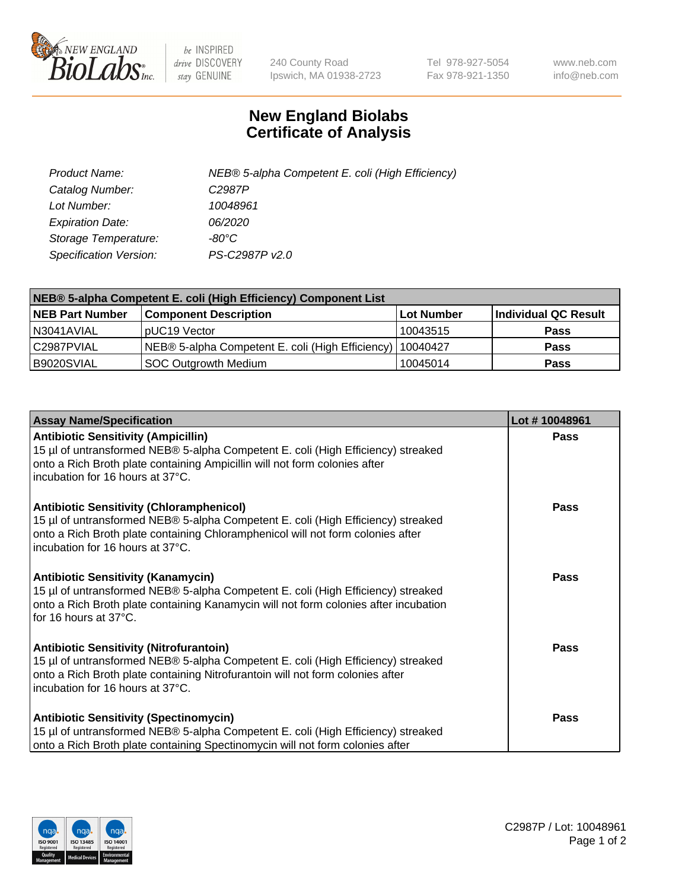# New England Biolabs
# Certificate of Analysis

| | |
|---|---|
| *Product Name:* | *NEB® 5-alpha Competent E. coli (High Efficiency)* |
| *Catalog Number:* | *C2987P* |
| *Lot Number:* | *10048961* |
| *Expiration Date:* | *06/2020* |
| *Storage Temperature:* | *-80°C* |
| *Specification Version:* | *PS-C2987P v2.0* |

| **NEB® 5-alpha Competent E. coli (High Efficiency) Component List** | | | |
|---|---|---|---|
| **NEB Part Number** | **Component Description** | **Lot Number** | **Individual QC Result** |
| N3041AVIAL | pUC19 Vector | 10043515 | **Pass** |
| C2987PVIAL | NEB® 5-alpha Competent E. coli (High Efficiency) | 10040427 | **Pass** |
| B9020SVIAL | SOC Outgrowth Medium | 10045014 | **Pass** |

| **Assay Name/Specification** | **Lot # 10048961** |
|---|---|
| **Antibiotic Sensitivity (Ampicillin)**<br>15 µl of untransformed NEB® 5-alpha Competent E. coli (High Efficiency) streaked onto a Rich Broth plate containing Ampicillin will not form colonies after incubation for 16 hours at 37°C. | **Pass** |
| **Antibiotic Sensitivity (Chloramphenicol)**<br>15 µl of untransformed NEB® 5-alpha Competent E. coli (High Efficiency) streaked onto a Rich Broth plate containing Chloramphenicol will not form colonies after incubation for 16 hours at 37°C. | **Pass** |
| **Antibiotic Sensitivity (Kanamycin)**<br>15 µl of untransformed NEB® 5-alpha Competent E. coli (High Efficiency) streaked onto a Rich Broth plate containing Kanamycin will not form colonies after incubation for 16 hours at 37°C. | **Pass** |
| **Antibiotic Sensitivity (Nitrofurantoin)**<br>15 µl of untransformed NEB® 5-alpha Competent E. coli (High Efficiency) streaked onto a Rich Broth plate containing Nitrofurantoin will not form colonies after incubation for 16 hours at 37°C. | **Pass** |
| **Antibiotic Sensitivity (Spectinomycin)**<br>15 µl of untransformed NEB® 5-alpha Competent E. coli (High Efficiency) streaked onto a Rich Broth plate containing Spectinomycin will not form colonies after | **Pass** |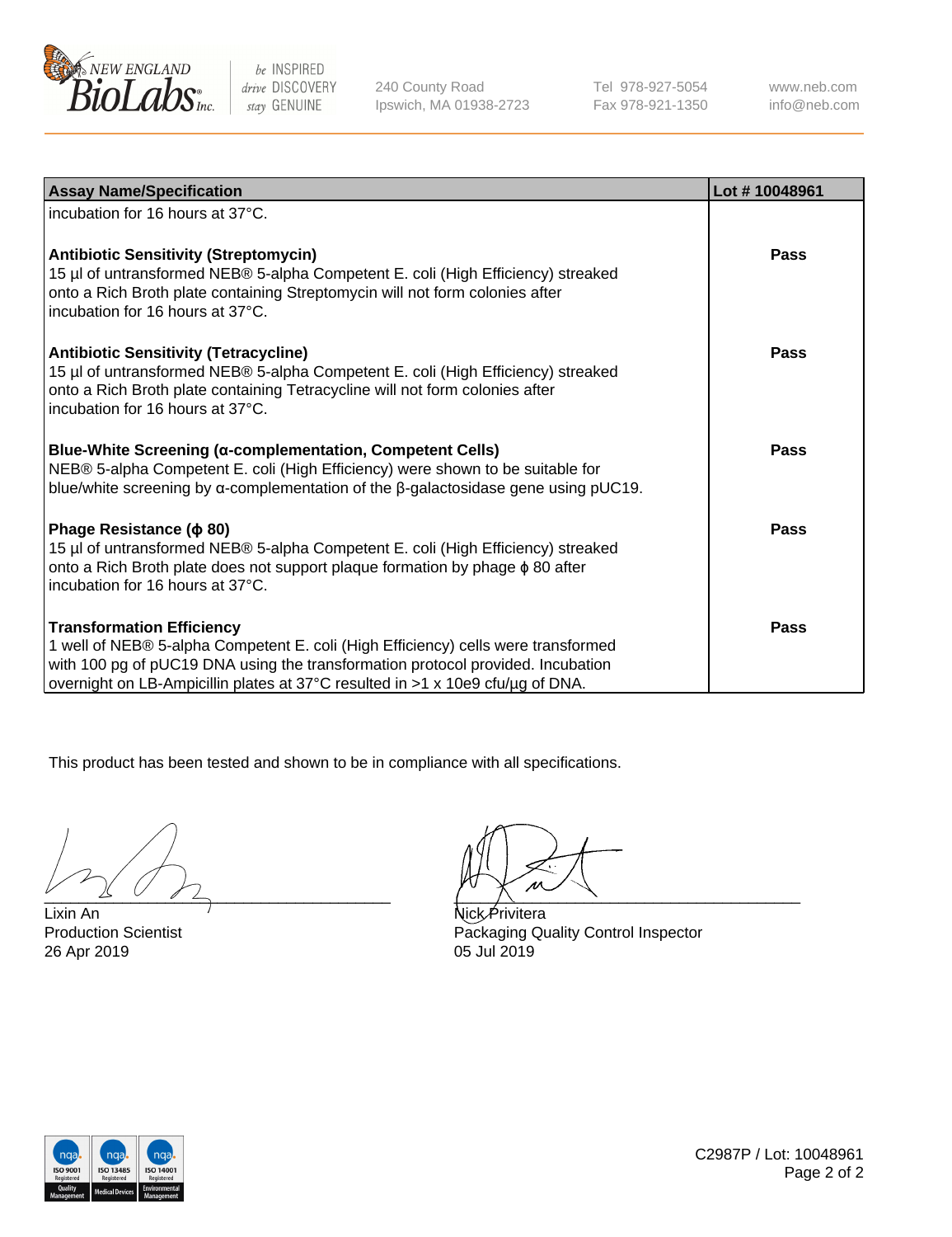| Assay Name/Specification | Lot # 10048961 |
| --- | --- |
| incubation for 16 hours at 37°C. | |
| **Antibiotic Sensitivity (Streptomycin)**<br>15 µl of untransformed NEB® 5-alpha Competent E. coli (High Efficiency) streaked onto a Rich Broth plate containing Streptomycin will not form colonies after incubation for 16 hours at 37°C. | Pass |
| **Antibiotic Sensitivity (Tetracycline)**<br>15 µl of untransformed NEB® 5-alpha Competent E. coli (High Efficiency) streaked onto a Rich Broth plate containing Tetracycline will not form colonies after incubation for 16 hours at 37°C. | Pass |
| **Blue-White Screening (α-complementation, Competent Cells)**<br>NEB® 5-alpha Competent E. coli (High Efficiency) were shown to be suitable for blue/white screening by α-complementation of the β-galactosidase gene using pUC19. | Pass |
| **Phage Resistance (ϕ 80)**<br>15 µl of untransformed NEB® 5-alpha Competent E. coli (High Efficiency) streaked onto a Rich Broth plate does not support plaque formation by phage ϕ 80 after incubation for 16 hours at 37°C. | Pass |
| **Transformation Efficiency**<br>1 well of NEB® 5-alpha Competent E. coli (High Efficiency) cells were transformed with 100 pg of pUC19 DNA using the transformation protocol provided. Incubation overnight on LB-Ampicillin plates at 37°C resulted in >1 x 10e9 cfu/µg of DNA. | Pass |

This product has been tested and shown to be in compliance with all specifications.

Lixin An
Production Scientist
26 Apr 2019

Nick Privitera
Packaging Quality Control Inspector
05 Jul 2019

C2987P / Lot: 10048961